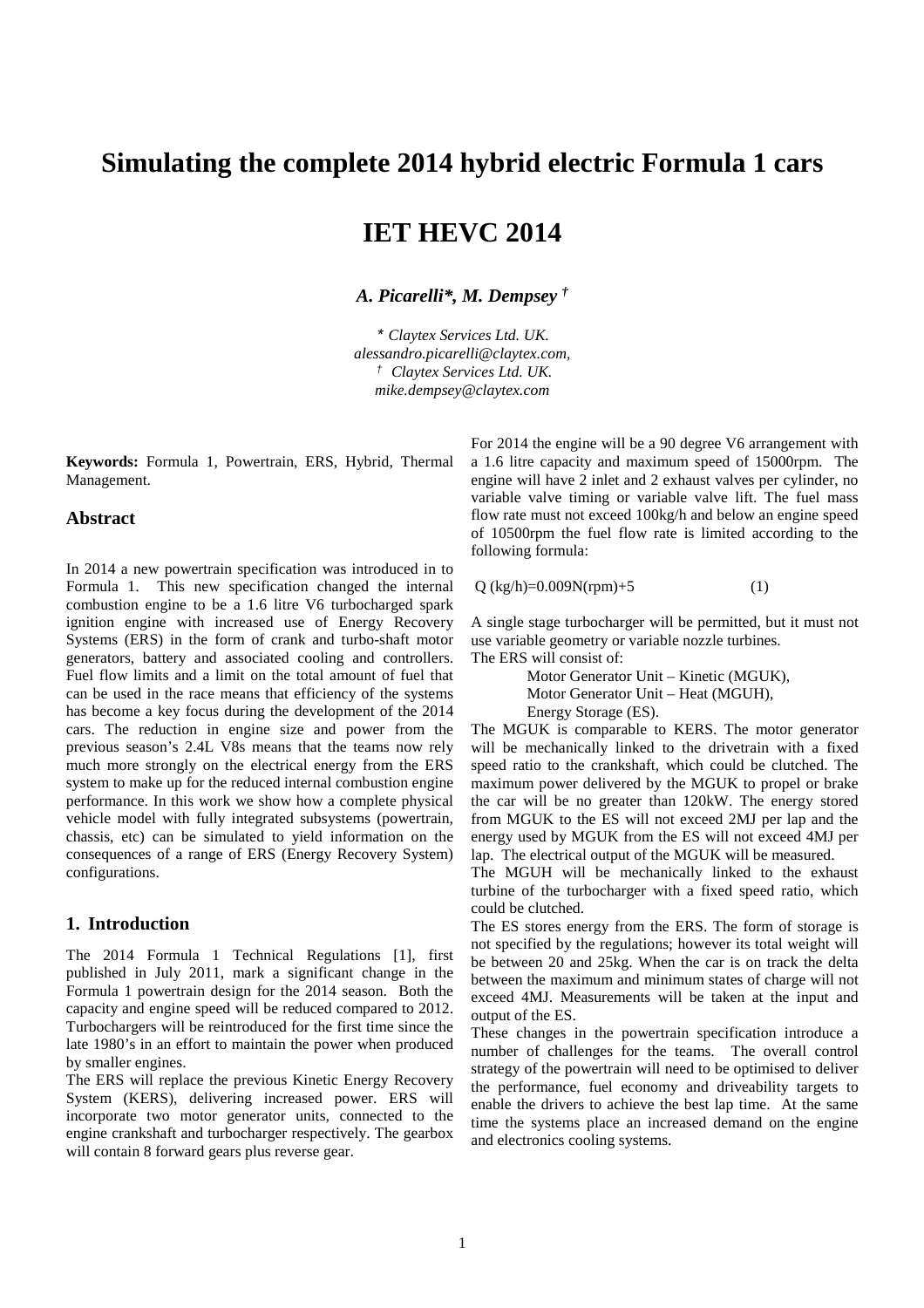# Simulating the complete 2014 hybrid electric Formula 1 cars

# IET HEVC 2014

***A. Picarelli\*, M. Dempsey †***

*\* Claytex Services Ltd. UK.*
*alessandro.picarelli@claytex.com,*
*† Claytex Services Ltd. UK.*
*mike.dempsey@claytex.com*

**Keywords:** Formula 1, Powertrain, ERS, Hybrid, Thermal Management.

## Abstract

In 2014 a new powertrain specification was introduced in to Formula 1. This new specification changed the internal combustion engine to be a 1.6 litre V6 turbocharged spark ignition engine with increased use of Energy Recovery Systems (ERS) in the form of crank and turbo-shaft motor generators, battery and associated cooling and controllers. Fuel flow limits and a limit on the total amount of fuel that can be used in the race means that efficiency of the systems has become a key focus during the development of the 2014 cars. The reduction in engine size and power from the previous season's 2.4L V8s means that the teams now rely much more strongly on the electrical energy from the ERS system to make up for the reduced internal combustion engine performance. In this work we show how a complete physical vehicle model with fully integrated subsystems (powertrain, chassis, etc) can be simulated to yield information on the consequences of a range of ERS (Energy Recovery System) configurations.

## 1. Introduction

The 2014 Formula 1 Technical Regulations [1], first published in July 2011, mark a significant change in the Formula 1 powertrain design for the 2014 season. Both the capacity and engine speed will be reduced compared to 2012. Turbochargers will be reintroduced for the first time since the late 1980's in an effort to maintain the power when produced by smaller engines.

The ERS will replace the previous Kinetic Energy Recovery System (KERS), delivering increased power. ERS will incorporate two motor generator units, connected to the engine crankshaft and turbocharger respectively. The gearbox will contain 8 forward gears plus reverse gear.

For 2014 the engine will be a 90 degree V6 arrangement with a 1.6 litre capacity and maximum speed of 15000rpm. The engine will have 2 inlet and 2 exhaust valves per cylinder, no variable valve timing or variable valve lift. The fuel mass flow rate must not exceed 100kg/h and below an engine speed of 10500rpm the fuel flow rate is limited according to the following formula:

$$Q\,(\text{kg/h}) = 0.009N(\text{rpm}) + 5 \qquad (1)$$

A single stage turbocharger will be permitted, but it must not use variable geometry or variable nozzle turbines.

The ERS will consist of:

- Motor Generator Unit – Kinetic (MGUK),
- Motor Generator Unit – Heat (MGUH),
- Energy Storage (ES).

The MGUK is comparable to KERS. The motor generator will be mechanically linked to the drivetrain with a fixed speed ratio to the crankshaft, which could be clutched. The maximum power delivered by the MGUK to propel or brake the car will be no greater than 120kW. The energy stored from MGUK to the ES will not exceed 2MJ per lap and the energy used by MGUK from the ES will not exceed 4MJ per lap. The electrical output of the MGUK will be measured.

The MGUH will be mechanically linked to the exhaust turbine of the turbocharger with a fixed speed ratio, which could be clutched.

The ES stores energy from the ERS. The form of storage is not specified by the regulations; however its total weight will be between 20 and 25kg. When the car is on track the delta between the maximum and minimum states of charge will not exceed 4MJ. Measurements will be taken at the input and output of the ES.

These changes in the powertrain specification introduce a number of challenges for the teams. The overall control strategy of the powertrain will need to be optimised to deliver the performance, fuel economy and driveability targets to enable the drivers to achieve the best lap time. At the same time the systems place an increased demand on the engine and electronics cooling systems.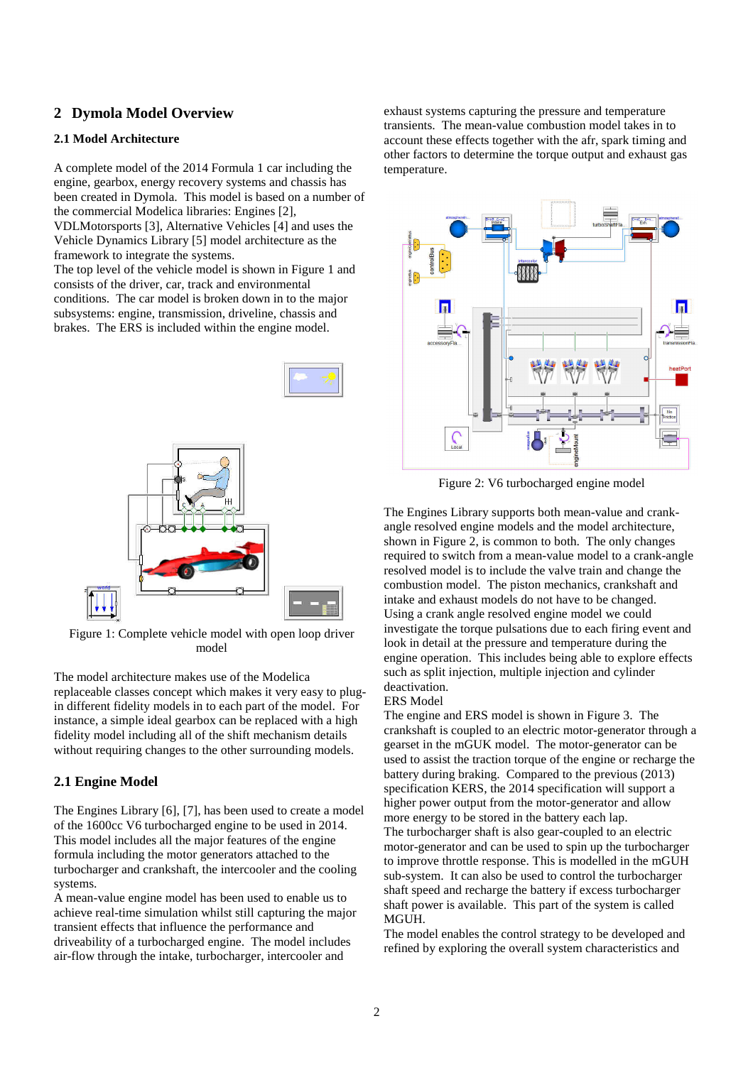## 2 Dymola Model Overview

### 2.1 Model Architecture

A complete model of the 2014 Formula 1 car including the engine, gearbox, energy recovery systems and chassis has been created in Dymola. This model is based on a number of the commercial Modelica libraries: Engines [2], VDLMotorsports [3], Alternative Vehicles [4] and uses the Vehicle Dynamics Library [5] model architecture as the framework to integrate the systems.
The top level of the vehicle model is shown in Figure 1 and consists of the driver, car, track and environmental conditions. The car model is broken down in to the major subsystems: engine, transmission, driveline, chassis and brakes. The ERS is included within the engine model.

Figure 1: Complete vehicle model with open loop driver model

The model architecture makes use of the Modelica replaceable classes concept which makes it very easy to plug-in different fidelity models in to each part of the model. For instance, a simple ideal gearbox can be replaced with a high fidelity model including all of the shift mechanism details without requiring changes to the other surrounding models.

### 2.1 Engine Model

The Engines Library [6], [7], has been used to create a model of the 1600cc V6 turbocharged engine to be used in 2014. This model includes all the major features of the engine formula including the motor generators attached to the turbocharger and crankshaft, the intercooler and the cooling systems.
A mean-value engine model has been used to enable us to achieve real-time simulation whilst still capturing the major transient effects that influence the performance and driveability of a turbocharged engine. The model includes air-flow through the intake, turbocharger, intercooler and exhaust systems capturing the pressure and temperature transients. The mean-value combustion model takes in to account these effects together with the afr, spark timing and other factors to determine the torque output and exhaust gas temperature.

Figure 2: V6 turbocharged engine model

The Engines Library supports both mean-value and crank-angle resolved engine models and the model architecture, shown in Figure 2, is common to both. The only changes required to switch from a mean-value model to a crank-angle resolved model is to include the valve train and change the combustion model. The piston mechanics, crankshaft and intake and exhaust models do not have to be changed.
Using a crank angle resolved engine model we could investigate the torque pulsations due to each firing event and look in detail at the pressure and temperature during the engine operation. This includes being able to explore effects such as split injection, multiple injection and cylinder deactivation.
ERS Model
The engine and ERS model is shown in Figure 3. The crankshaft is coupled to an electric motor-generator through a gearset in the mGUK model. The motor-generator can be used to assist the traction torque of the engine or recharge the battery during braking. Compared to the previous (2013) specification KERS, the 2014 specification will support a higher power output from the motor-generator and allow more energy to be stored in the battery each lap.
The turbocharger shaft is also gear-coupled to an electric motor-generator and can be used to spin up the turbocharger to improve throttle response. This is modelled in the mGUH sub-system. It can also be used to control the turbocharger shaft speed and recharge the battery if excess turbocharger shaft power is available. This part of the system is called MGUH.
The model enables the control strategy to be developed and refined by exploring the overall system characteristics and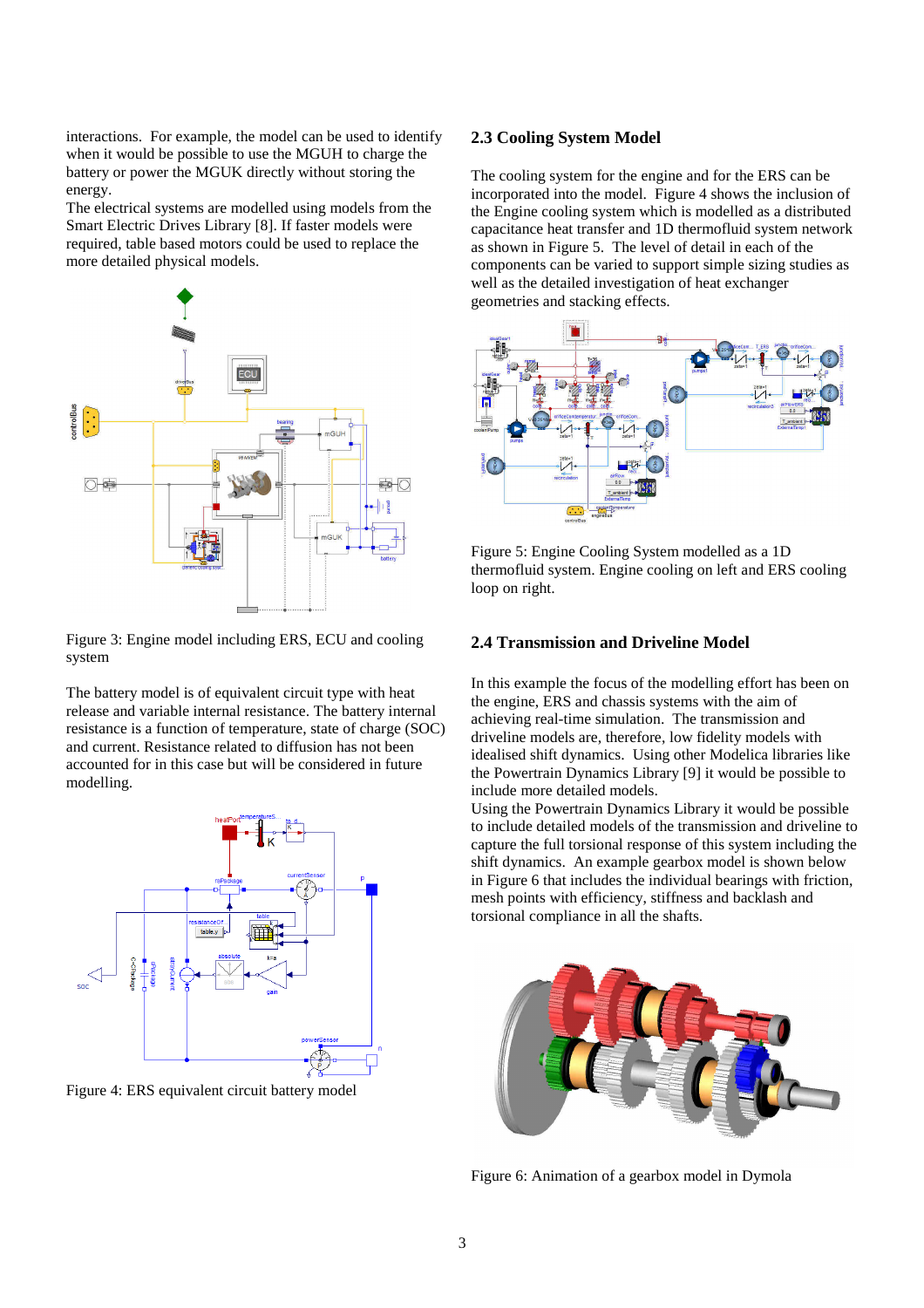interactions. For example, the model can be used to identify when it would be possible to use the MGUH to charge the battery or power the MGUK directly without storing the energy.
The electrical systems are modelled using models from the Smart Electric Drives Library [8]. If faster models were required, table based motors could be used to replace the more detailed physical models.

Figure 3: Engine model including ERS, ECU and cooling system

The battery model is of equivalent circuit type with heat release and variable internal resistance. The battery internal resistance is a function of temperature, state of charge (SOC) and current. Resistance related to diffusion has not been accounted for in this case but will be considered in future modelling.

Figure 4: ERS equivalent circuit battery model

## 2.3 Cooling System Model

The cooling system for the engine and for the ERS can be incorporated into the model. Figure 4 shows the inclusion of the Engine cooling system which is modelled as a distributed capacitance heat transfer and 1D thermofluid system network as shown in Figure 5. The level of detail in each of the components can be varied to support simple sizing studies as well as the detailed investigation of heat exchanger geometries and stacking effects.

Figure 5: Engine Cooling System modelled as a 1D thermofluid system. Engine cooling on left and ERS cooling loop on right.

## 2.4 Transmission and Driveline Model

In this example the focus of the modelling effort has been on the engine, ERS and chassis systems with the aim of achieving real-time simulation. The transmission and driveline models are, therefore, low fidelity models with idealised shift dynamics. Using other Modelica libraries like the Powertrain Dynamics Library [9] it would be possible to include more detailed models.
Using the Powertrain Dynamics Library it would be possible to include detailed models of the transmission and driveline to capture the full torsional response of this system including the shift dynamics. An example gearbox model is shown below in Figure 6 that includes the individual bearings with friction, mesh points with efficiency, stiffness and backlash and torsional compliance in all the shafts.

Figure 6: Animation of a gearbox model in Dymola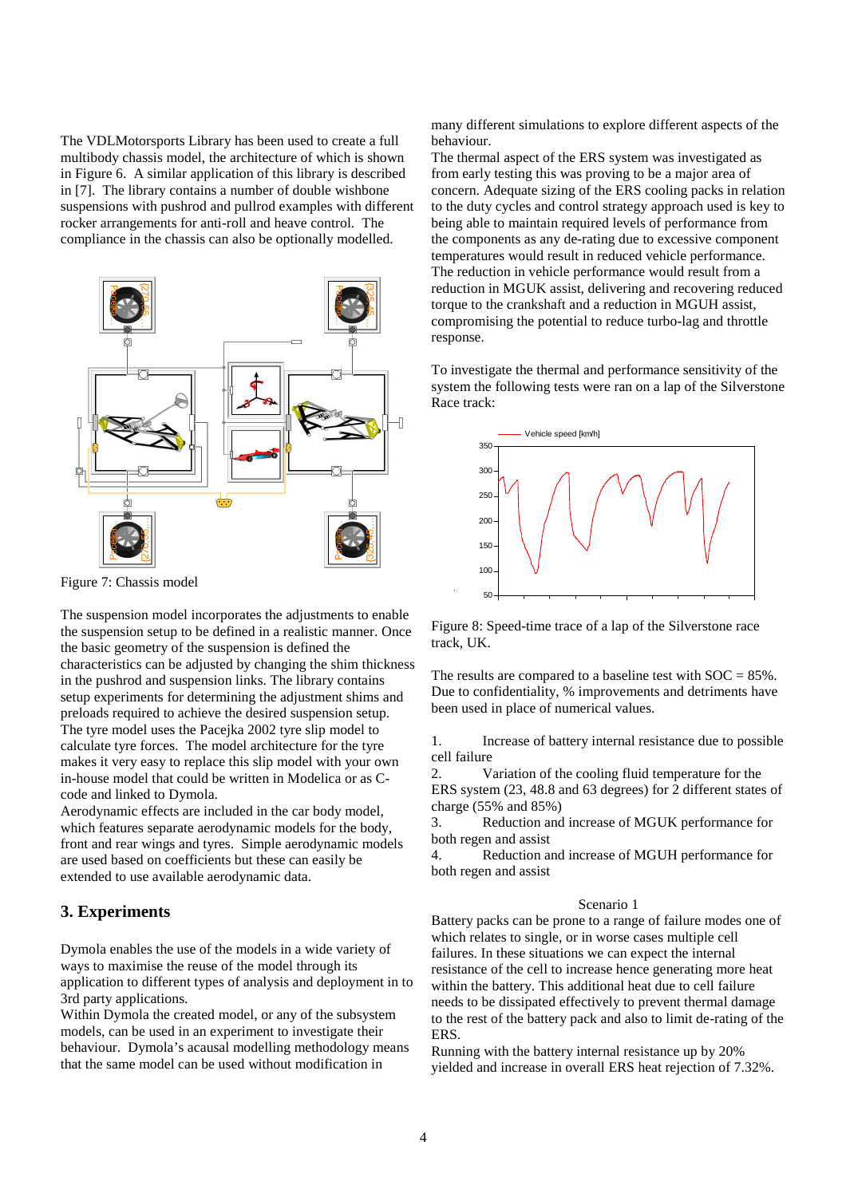The VDLMotorsports Library has been used to create a full multibody chassis model, the architecture of which is shown in Figure 6. A similar application of this library is described in [7]. The library contains a number of double wishbone suspensions with pushrod and pullrod examples with different rocker arrangements for anti-roll and heave control. The compliance in the chassis can also be optionally modelled.

Figure 7: Chassis model

The suspension model incorporates the adjustments to enable the suspension setup to be defined in a realistic manner. Once the basic geometry of the suspension is defined the characteristics can be adjusted by changing the shim thickness in the pushrod and suspension links. The library contains setup experiments for determining the adjustment shims and preloads required to achieve the desired suspension setup. The tyre model uses the Pacejka 2002 tyre slip model to calculate tyre forces. The model architecture for the tyre makes it very easy to replace this slip model with your own in-house model that could be written in Modelica or as C-code and linked to Dymola.
Aerodynamic effects are included in the car body model, which features separate aerodynamic models for the body, front and rear wings and tyres. Simple aerodynamic models are used based on coefficients but these can easily be extended to use available aerodynamic data.

## 3. Experiments

Dymola enables the use of the models in a wide variety of ways to maximise the reuse of the model through its application to different types of analysis and deployment in to 3rd party applications.
Within Dymola the created model, or any of the subsystem models, can be used in an experiment to investigate their behaviour. Dymola's acausal modelling methodology means that the same model can be used without modification in many different simulations to explore different aspects of the behaviour.
The thermal aspect of the ERS system was investigated as from early testing this was proving to be a major area of concern. Adequate sizing of the ERS cooling packs in relation to the duty cycles and control strategy approach used is key to being able to maintain required levels of performance from the components as any de-rating due to excessive component temperatures would result in reduced vehicle performance. The reduction in vehicle performance would result from a reduction in MGUK assist, delivering and recovering reduced torque to the crankshaft and a reduction in MGUH assist, compromising the potential to reduce turbo-lag and throttle response.

To investigate the thermal and performance sensitivity of the system the following tests were ran on a lap of the Silverstone Race track:

Figure 8: Speed-time trace of a lap of the Silverstone race track, UK.

The results are compared to a baseline test with SOC = 85%. Due to confidentiality, % improvements and detriments have been used in place of numerical values.

1. Increase of battery internal resistance due to possible cell failure
2. Variation of the cooling fluid temperature for the ERS system (23, 48.8 and 63 degrees) for 2 different states of charge (55% and 85%)
3. Reduction and increase of MGUK performance for both regen and assist
4. Reduction and increase of MGUH performance for both regen and assist

Scenario 1

Battery packs can be prone to a range of failure modes one of which relates to single, or in worse cases multiple cell failures. In these situations we can expect the internal resistance of the cell to increase hence generating more heat within the battery. This additional heat due to cell failure needs to be dissipated effectively to prevent thermal damage to the rest of the battery pack and also to limit de-rating of the ERS.
Running with the battery internal resistance up by 20% yielded and increase in overall ERS heat rejection of 7.32%.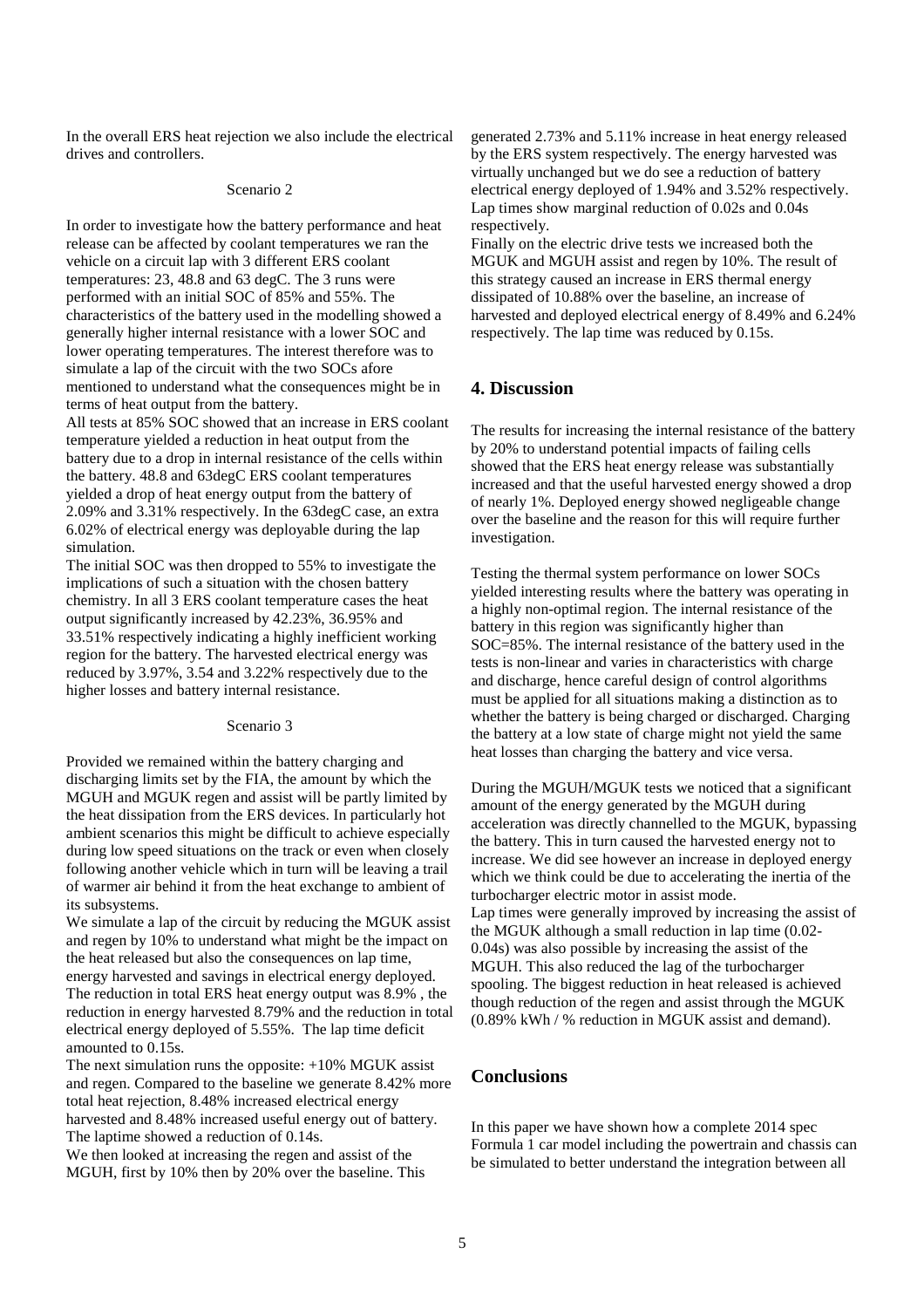In the overall ERS heat rejection we also include the electrical drives and controllers.

Scenario 2

In order to investigate how the battery performance and heat release can be affected by coolant temperatures we ran the vehicle on a circuit lap with 3 different ERS coolant temperatures: 23, 48.8 and 63 degC. The 3 runs were performed with an initial SOC of 85% and 55%. The characteristics of the battery used in the modelling showed a generally higher internal resistance with a lower SOC and lower operating temperatures. The interest therefore was to simulate a lap of the circuit with the two SOCs afore mentioned to understand what the consequences might be in terms of heat output from the battery.

All tests at 85% SOC showed that an increase in ERS coolant temperature yielded a reduction in heat output from the battery due to a drop in internal resistance of the cells within the battery. 48.8 and 63degC ERS coolant temperatures yielded a drop of heat energy output from the battery of 2.09% and 3.31% respectively. In the 63degC case, an extra 6.02% of electrical energy was deployable during the lap simulation.

The initial SOC was then dropped to 55% to investigate the implications of such a situation with the chosen battery chemistry. In all 3 ERS coolant temperature cases the heat output significantly increased by 42.23%, 36.95% and 33.51% respectively indicating a highly inefficient working region for the battery. The harvested electrical energy was reduced by 3.97%, 3.54 and 3.22% respectively due to the higher losses and battery internal resistance.

Scenario 3

Provided we remained within the battery charging and discharging limits set by the FIA, the amount by which the MGUH and MGUK regen and assist will be partly limited by the heat dissipation from the ERS devices. In particularly hot ambient scenarios this might be difficult to achieve especially during low speed situations on the track or even when closely following another vehicle which in turn will be leaving a trail of warmer air behind it from the heat exchange to ambient of its subsystems.

We simulate a lap of the circuit by reducing the MGUK assist and regen by 10% to understand what might be the impact on the heat released but also the consequences on lap time, energy harvested and savings in electrical energy deployed. The reduction in total ERS heat energy output was 8.9% , the reduction in energy harvested 8.79% and the reduction in total electrical energy deployed of 5.55%. The lap time deficit amounted to 0.15s.

The next simulation runs the opposite: +10% MGUK assist and regen. Compared to the baseline we generate 8.42% more total heat rejection, 8.48% increased electrical energy harvested and 8.48% increased useful energy out of battery. The laptime showed a reduction of 0.14s.

We then looked at increasing the regen and assist of the MGUH, first by 10% then by 20% over the baseline. This generated 2.73% and 5.11% increase in heat energy released by the ERS system respectively. The energy harvested was virtually unchanged but we do see a reduction of battery electrical energy deployed of 1.94% and 3.52% respectively. Lap times show marginal reduction of 0.02s and 0.04s respectively.

Finally on the electric drive tests we increased both the MGUK and MGUH assist and regen by 10%. The result of this strategy caused an increase in ERS thermal energy dissipated of 10.88% over the baseline, an increase of harvested and deployed electrical energy of 8.49% and 6.24% respectively. The lap time was reduced by 0.15s.

## 4. Discussion

The results for increasing the internal resistance of the battery by 20% to understand potential impacts of failing cells showed that the ERS heat energy release was substantially increased and that the useful harvested energy showed a drop of nearly 1%. Deployed energy showed negligeable change over the baseline and the reason for this will require further investigation.

Testing the thermal system performance on lower SOCs yielded interesting results where the battery was operating in a highly non-optimal region. The internal resistance of the battery in this region was significantly higher than SOC=85%. The internal resistance of the battery used in the tests is non-linear and varies in characteristics with charge and discharge, hence careful design of control algorithms must be applied for all situations making a distinction as to whether the battery is being charged or discharged. Charging the battery at a low state of charge might not yield the same heat losses than charging the battery and vice versa.

During the MGUH/MGUK tests we noticed that a significant amount of the energy generated by the MGUH during acceleration was directly channelled to the MGUK, bypassing the battery. This in turn caused the harvested energy not to increase. We did see however an increase in deployed energy which we think could be due to accelerating the inertia of the turbocharger electric motor in assist mode.

Lap times were generally improved by increasing the assist of the MGUK although a small reduction in lap time (0.02-0.04s) was also possible by increasing the assist of the MGUH. This also reduced the lag of the turbocharger spooling. The biggest reduction in heat released is achieved though reduction of the regen and assist through the MGUK (0.89% kWh / % reduction in MGUK assist and demand).

## Conclusions

In this paper we have shown how a complete 2014 spec Formula 1 car model including the powertrain and chassis can be simulated to better understand the integration between all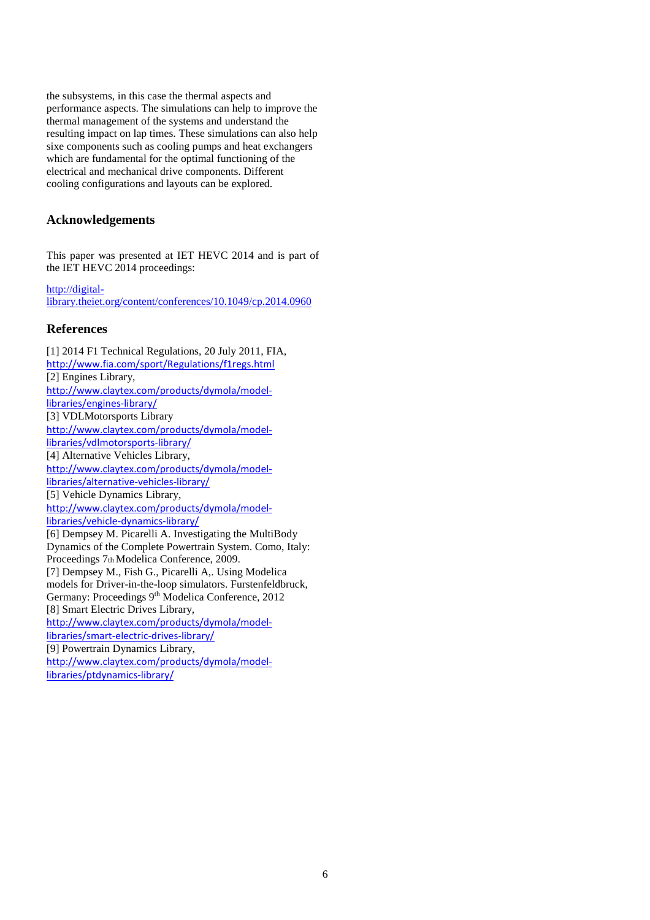the subsystems, in this case the thermal aspects and performance aspects. The simulations can help to improve the thermal management of the systems and understand the resulting impact on lap times. These simulations can also help sixe components such as cooling pumps and heat exchangers which are fundamental for the optimal functioning of the electrical and mechanical drive components. Different cooling configurations and layouts can be explored.

## Acknowledgements

This paper was presented at IET HEVC 2014 and is part of the IET HEVC 2014 proceedings:

http://digital-library.theiet.org/content/conferences/10.1049/cp.2014.0960

## References

[1] 2014 F1 Technical Regulations, 20 July 2011, FIA, http://www.fia.com/sport/Regulations/f1regs.html
[2] Engines Library, http://www.claytex.com/products/dymola/model-libraries/engines-library/
[3] VDLMotorsports Library http://www.claytex.com/products/dymola/model-libraries/vdlmotorsports-library/
[4] Alternative Vehicles Library, http://www.claytex.com/products/dymola/model-libraries/alternative-vehicles-library/
[5] Vehicle Dynamics Library, http://www.claytex.com/products/dymola/model-libraries/vehicle-dynamics-library/
[6] Dempsey M. Picarelli A. Investigating the MultiBody Dynamics of the Complete Powertrain System. Como, Italy: Proceedings 7th Modelica Conference, 2009.
[7] Dempsey M., Fish G., Picarelli A,. Using Modelica models for Driver-in-the-loop simulators. Furstenfeldbruck, Germany: Proceedings 9th Modelica Conference, 2012
[8] Smart Electric Drives Library, http://www.claytex.com/products/dymola/model-libraries/smart-electric-drives-library/
[9] Powertrain Dynamics Library, http://www.claytex.com/products/dymola/model-libraries/ptdynamics-library/